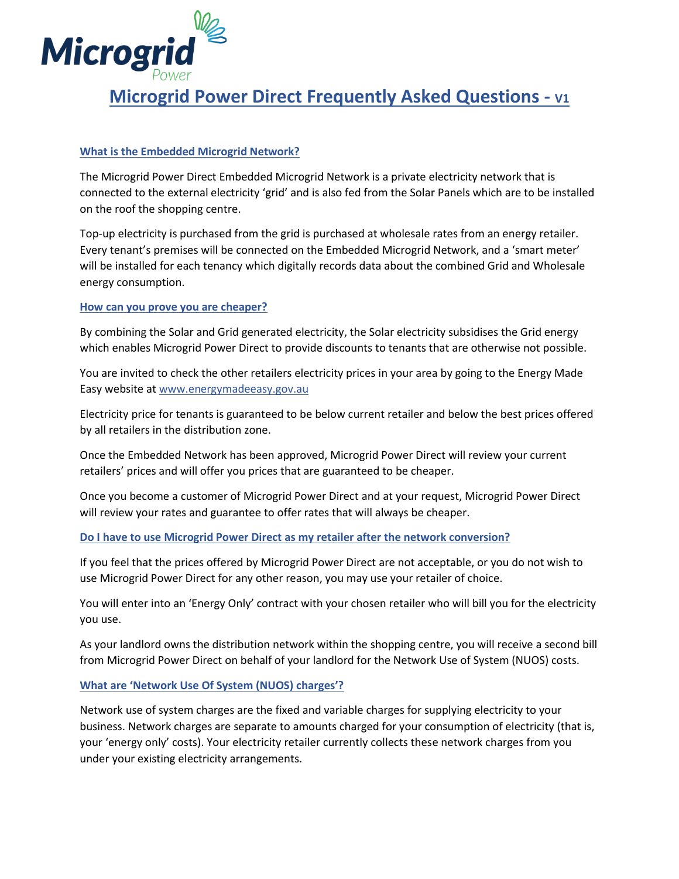# Microgrid Power Direct Frequently Asked Questions - V1

### What is the Embedded Microgrid Network?

The Microgrid Power Direct Embedded Microgrid Network is a private electricity network that is connected to the external electricity 'grid' and is also fed from the Solar Panels which are to be installed on the roof the shopping centre.

Top-up electricity is purchased from the grid is purchased at wholesale rates from an energy retailer. Every tenant's premises will be connected on the Embedded Microgrid Network, and a 'smart meter' will be installed for each tenancy which digitally records data about the combined Grid and Wholesale energy consumption.

### How can you prove you are cheaper?

By combining the Solar and Grid generated electricity, the Solar electricity subsidises the Grid energy which enables Microgrid Power Direct to provide discounts to tenants that are otherwise not possible.

You are invited to check the other retailers electricity prices in your area by going to the Energy Made Easy website at [www.energymadeeasy.gov.au](http://www.energymadeeasy.gov.au)

Electricity price for tenants is guaranteed to be below current retailer and below the best prices offered by all retailers in the distribution zone.

Once the Embedded Network has been approved, Microgrid Power Direct will review your current retailers' prices and will offer you prices that are guaranteed to be cheaper.

Once you become a customer of Microgrid Power Direct and at your request, Microgrid Power Direct will review your rates and guarantee to offer rates that will always be cheaper.

### Do I have to use Microgrid Power Direct as my retailer after the network conversion?

If you feel that the prices offered by Microgrid Power Direct are not acceptable, or you do not wish to use Microgrid Power Direct for any other reason, you may use your retailer of choice.

You will enter into an 'Energy Only' contract with your chosen retailer who will bill you for the electricity you use.

As your landlord owns the distribution network within the shopping centre, you will receive a second bill from Microgrid Power Direct on behalf of your landlord for the Network Use of System (NUOS) costs.

### What are 'Network Use Of System (NUOS) charges'?

Network use of system charges are the fixed and variable charges for supplying electricity to your business. Network charges are separate to amounts charged for your consumption of electricity (that is, your 'energy only' costs). Your electricity retailer currently collects these network charges from you under your existing electricity arrangements.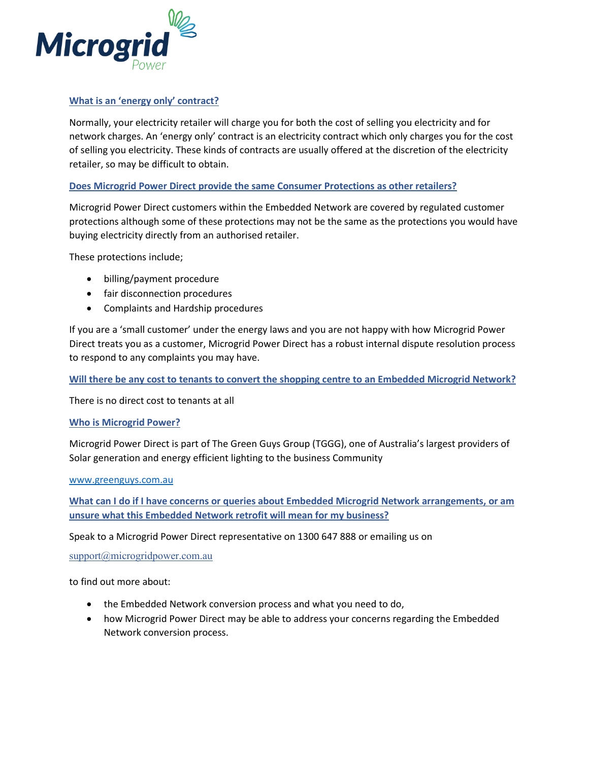### What is an 'energy only' contract?

Normally, your electricity retailer will charge you for both the cost of selling you electricity and for network charges. An 'energy only' contract is an electricity contract which only charges you for the cost of selling you electricity. These kinds of contracts are usually offered at the discretion of the electricity retailer, so may be difficult to obtain.

### Does Microgrid Power Direct provide the same Consumer Protections as other retailers?

Microgrid Power Direct customers within the Embedded Network are covered by regulated customer protections although some of these protections may not be the same as the protections you would have buying electricity directly from an authorised retailer.

These protections include;

- billing/payment procedure
- fair disconnection procedures
- Complaints and Hardship procedures

If you are a 'small customer' under the energy laws and you are not happy with how Microgrid Power Direct treats you as a customer, Microgrid Power Direct has a robust internal dispute resolution process to respond to any complaints you may have.

### Will there be any cost to tenants to convert the shopping centre to an Embedded Microgrid Network?

There is no direct cost to tenants at all

### Who is Microgrid Power?

Microgrid Power Direct is part of The Green Guys Group (TGGG), one of Australia's largest providers of Solar generation and energy efficient lighting to the business Community

www.greenguys.com.au

### What can I do if I have concerns or queries about Embedded Microgrid Network arrangements, or am unsure what this Embedded Network retrofit will mean for my business?

Speak to a Microgrid Power Direct representative on 1300 647 888 or emailing us on

support@microgridpower.com.au

to find out more about:

- the Embedded Network conversion process and what you need to do,
- how Microgrid Power Direct may be able to address your concerns regarding the Embedded Network conversion process.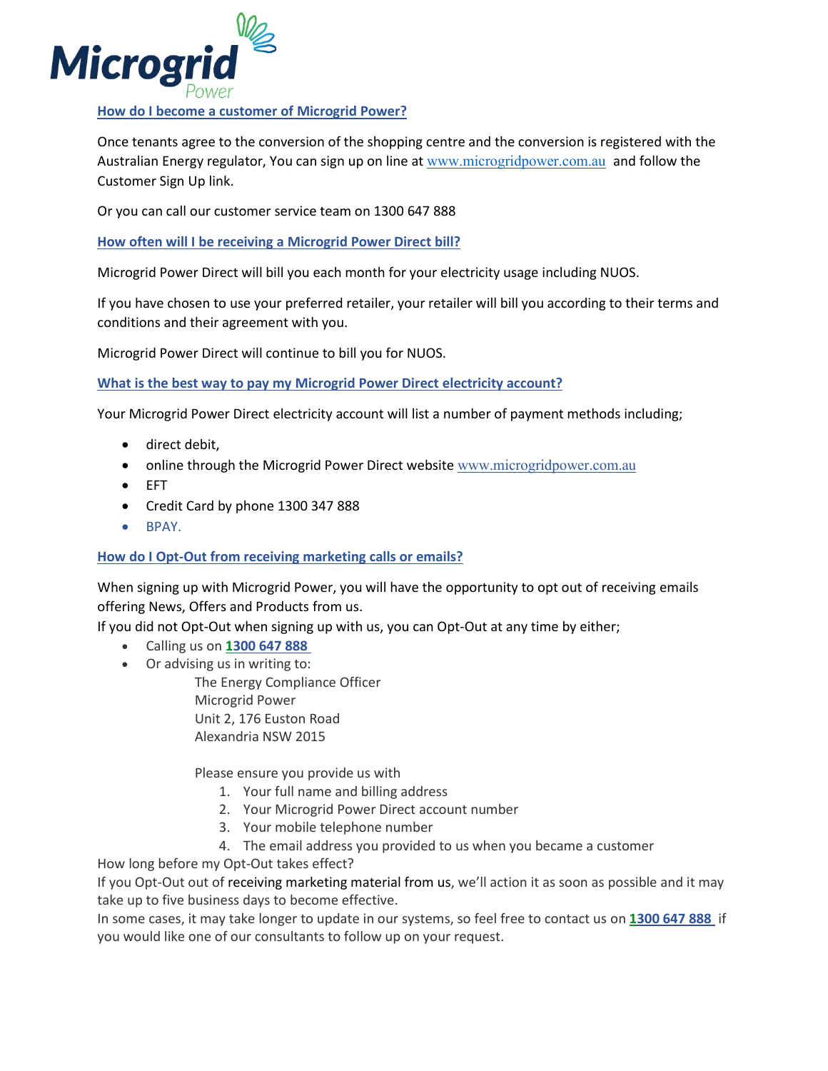**How do I become a customer of Microgrid Power?**

Once tenants agree to the conversion of the shopping centre and the conversion is registered with the Australian Energy regulator, You can sign up on line at www.microgridpower.com.au and follow the Customer Sign Up link.

Or you can call our customer service team on 1300 647 888

**How often will I be receiving a Microgrid Power Direct bill?**

Microgrid Power Direct will bill you each month for your electricity usage including NUOS.

If you have chosen to use your preferred retailer, your retailer will bill you according to their terms and conditions and their agreement with you.

Microgrid Power Direct will continue to bill you for NUOS.

**What is the best way to pay my Microgrid Power Direct electricity account?**

Your Microgrid Power Direct electricity account will list a number of payment methods including;

- direct debit,
- online through the Microgrid Power Direct website www.microgridpower.com.au
- EFT
- Credit Card by phone 1300 347 888
- BPAY.

**How do I Opt-Out from receiving marketing calls or emails?**

When signing up with Microgrid Power, you will have the opportunity to opt out of receiving emails offering News, Offers and Products from us.
If you did not Opt-Out when signing up with us, you can Opt-Out at any time by either;

- Calling us on 1300 647 888
- Or advising us in writing to:

  The Energy Compliance Officer
  Microgrid Power
  Unit 2, 176 Euston Road
  Alexandria NSW 2015

  Please ensure you provide us with
  1. Your full name and billing address
  2. Your Microgrid Power Direct account number
  3. Your mobile telephone number
  4. The email address you provided to us when you became a customer

How long before my Opt-Out takes effect?
If you Opt-Out out of receiving marketing material from us, we'll action it as soon as possible and it may take up to five business days to become effective.
In some cases, it may take longer to update in our systems, so feel free to contact us on 1300 647 888 if you would like one of our consultants to follow up on your request.